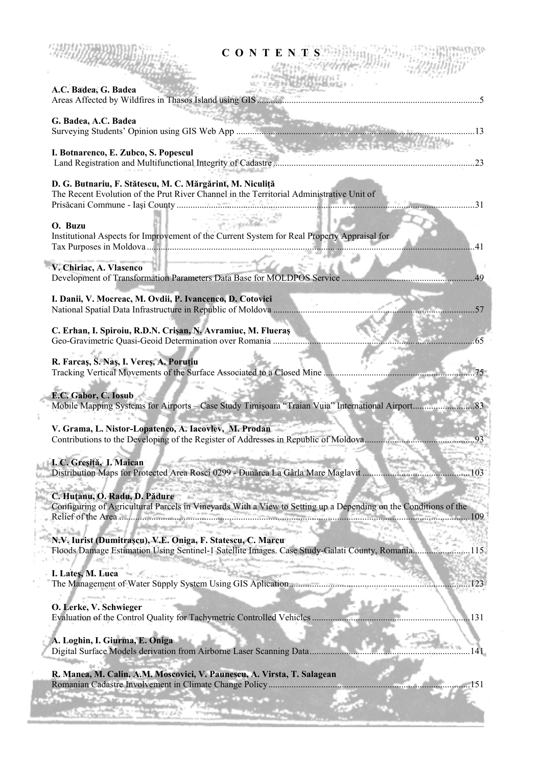# C O N T E N T S

**A.C. Badea, G. Badea**
Areas Affected by Wildfires in Thasos Island using GIS ....................5

**G. Badea, A.C. Badea**
Surveying Students' Opinion using GIS Web App ....................13

**I. Botnarenco, E. Zubco, S. Popescul**
Land Registration and Multifunctional Integrity of Cadastre ....................23

**D. G. Butnariu, F. Stătescu, M. C. Mărgărint, M. Niculiță**
The Recent Evolution of the Prut River Channel in the Territorial Administrative Unit of Prisăcani Commune - Iași County ....................31

**O. Buzu**
Institutional Aspects for Improvement of the Current System for Real Property Appraisal for Tax Purposes in Moldova ....................41

**V. Chiriac, A. Vlasenco**
Development of Transformation Parameters Data Base for MOLDPOS Service ....................49

**I. Danii, V. Mocreac, M. Ovdii, P. Ivancenco, D. Cotovici**
National Spatial Data Infrastructure in Republic of Moldova ....................57

**C. Erhan, I. Spiroiu, R.D.N. Crișan, N. Avramiuc, M. Flueraș**
Geo-Gravimetric Quasi-Geoid Determination over Romania ....................65

**R. Farcaș, S. Naș, I. Vereș, A. Poruțiu**
Tracking Vertical Movements of the Surface Associated to a Closed Mine ....................75

**E.C. Gabor, C. Iosub**
Mobile Mapping Systems for Airports – Case Study Timișoara "Traian Vuia" International Airport....................83

**V. Grama, L. Nistor-Lopatenco, A. Iacovlev, M. Prodan**
Contributions to the Developing of the Register of Addresses in Republic of Moldova....................93

**I. C. Greșiță, I. Maican**
Distribution Maps for Protected Area Rosci 0299 - Dunărea La Gârla Mare Maglavit ....................103

**C. Huțanu, O. Radu, D. Pădure**
Configuring of Agricultural Parcels in Vineyards With a View to Setting up a Depending on the Conditions of the Relief of the Area ....................109

**N.V. Iurist (Dumitrașcu), V.E. Oniga, F. Statescu, C. Marcu**
Floods Damage Estimation Using Sentinel-1 Satellite Images. Case Study-Galati County, Romania....................115

**I. Lateș, M. Luca**
The Management of Water Supply System Using GIS Aplication....................123

**O. Lerke, V. Schwieger**
Evaluation of the Control Quality for Tachymetric Controlled Vehicles ....................131

**A. Loghin, I. Giurma, E. Oniga**
Digital Surface Models derivation from Airborne Laser Scanning Data....................141

**R. Manea, M. Calin, A.M. Moscovici, V. Paunescu, A. Virsta, T. Salagean**
Romanian Cadastre Involvement in Climate Change Policy....................151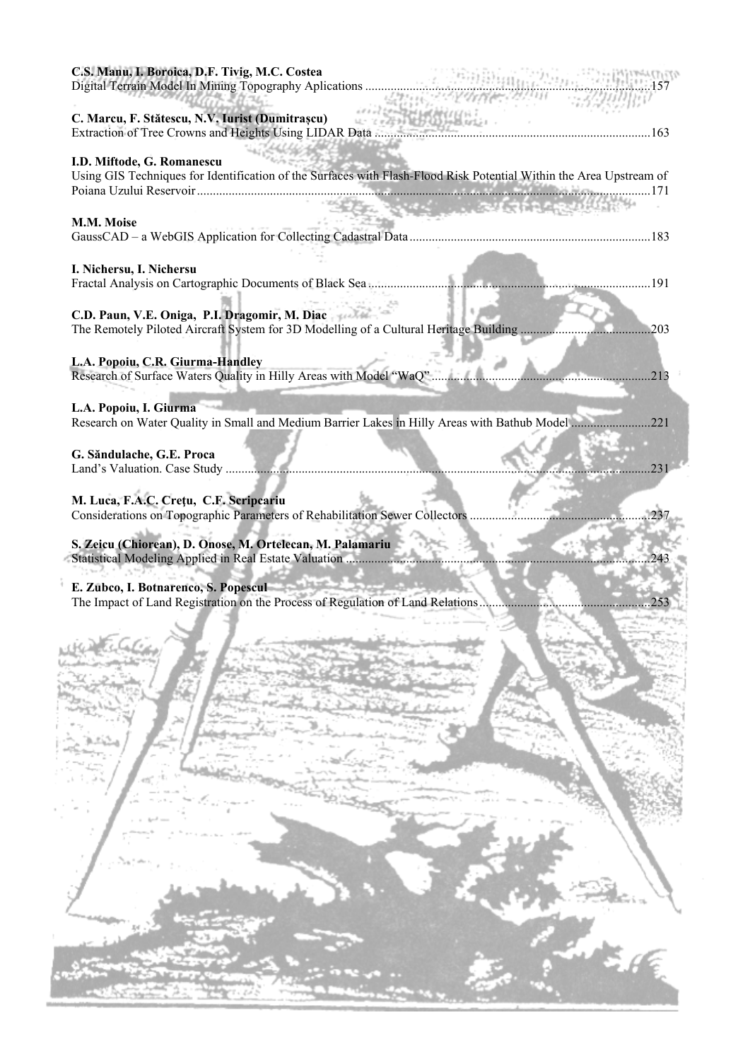**C.S. Manu, I. Boroica, D.F. Tivig, M.C. Costea**
Digital Terrain Model In Mining Topography Aplications ........................................................................................157

**C. Marcu, F. Stătescu, N.V. Iurist (Dumitrașcu)**
Extraction of Tree Crowns and Heights Using LIDAR Data ......................................................................................163

**I.D. Miftode, G. Romanescu**
Using GIS Techniques for Identification of the Surfaces with Flash-Flood Risk Potential Within the Area Upstream of Poiana Uzului Reservoir ..............................................................................................................................................171

**M.M. Moise**
GaussCAD – a WebGIS Application for Collecting Cadastral Data ...........................................................................183

**I. Nichersu, I. Nichersu**
Fractal Analysis on Cartographic Documents of Black Sea .........................................................................................191

**C.D. Paun, V.E. Oniga, P.I. Dragomir, M. Diac**
The Remotely Piloted Aircraft System for 3D Modelling of a Cultural Heritage Building ..........................................203

**L.A. Popoiu, C.R. Giurma-Handley**
Research of Surface Waters Quality in Hilly Areas with Model "WaQ" .....................................................................213

**L.A. Popoiu, I. Giurma**
Research on Water Quality in Small and Medium Barrier Lakes in Hilly Areas with Bathub Model .........................221

**G. Săndulache, G.E. Proca**
Land's Valuation. Case Study ......................................................................................................................................231

**M. Luca, F.A.C. Creţu, C.F. Scripcariu**
Considerations on Topographic Parameters of Rehabilitation Sewer Collectors .........................................................237

**S. Zeicu (Chiorean), D. Onose, M. Ortelecan, M. Palamariu**
Statistical Modeling Applied in Real Estate Valuation ...............................................................................................243

**E. Zubco, I. Botnarenco, S. Popescul**
The Impact of Land Registration on the Process of Regulation of Land Relations......................................................253